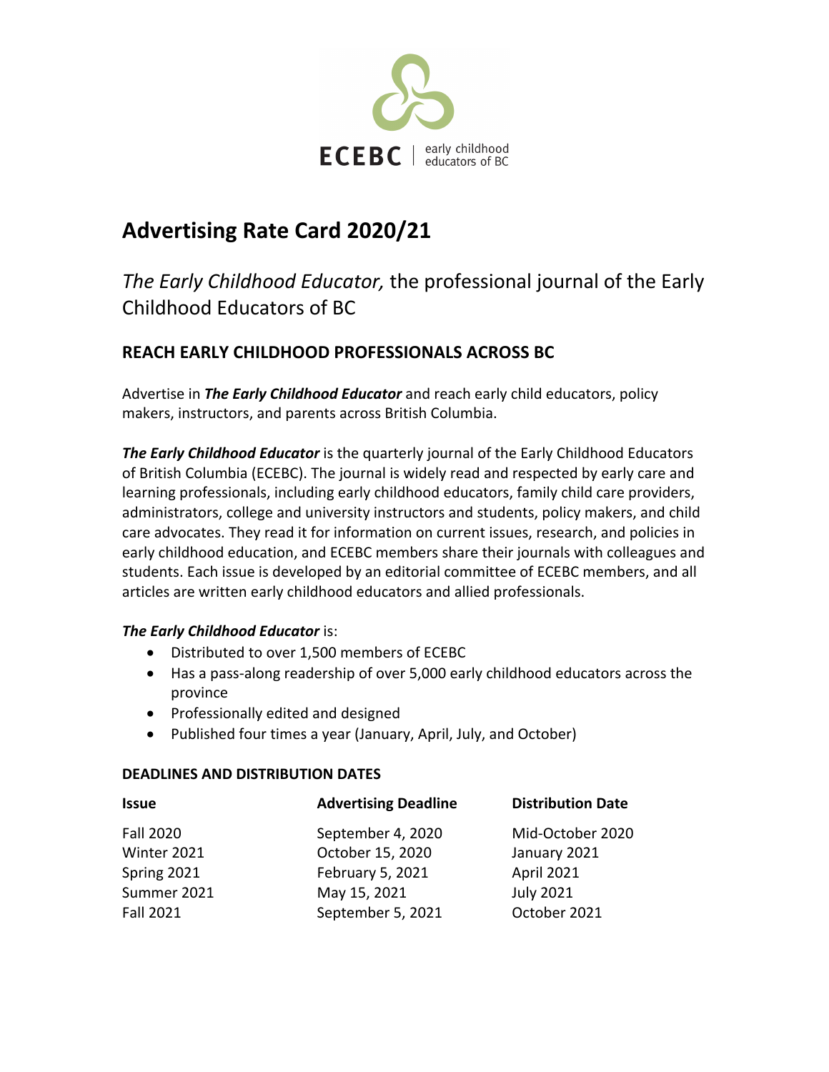ECEBC | early childhood educators of BC

# Advertising Rate Card 2020/21

*The Early Childhood Educator,* the professional journal of the Early Childhood Educators of BC

## REACH EARLY CHILDHOOD PROFESSIONALS ACROSS BC

Advertise in ***The Early Childhood Educator*** and reach early child educators, policy makers, instructors, and parents across British Columbia.

***The Early Childhood Educator*** is the quarterly journal of the Early Childhood Educators of British Columbia (ECEBC). The journal is widely read and respected by early care and learning professionals, including early childhood educators, family child care providers, administrators, college and university instructors and students, policy makers, and child care advocates. They read it for information on current issues, research, and policies in early childhood education, and ECEBC members share their journals with colleagues and students. Each issue is developed by an editorial committee of ECEBC members, and all articles are written early childhood educators and allied professionals.

***The Early Childhood Educator*** is:

- Distributed to over 1,500 members of ECEBC
- Has a pass-along readership of over 5,000 early childhood educators across the province
- Professionally edited and designed
- Published four times a year (January, April, July, and October)

**DEADLINES AND DISTRIBUTION DATES**

| Issue | Advertising Deadline | Distribution Date |
|---|---|---|
| Fall 2020 | September 4, 2020 | Mid-October 2020 |
| Winter 2021 | October 15, 2020 | January 2021 |
| Spring 2021 | February 5, 2021 | April 2021 |
| Summer 2021 | May 15, 2021 | July 2021 |
| Fall 2021 | September 5, 2021 | October 2021 |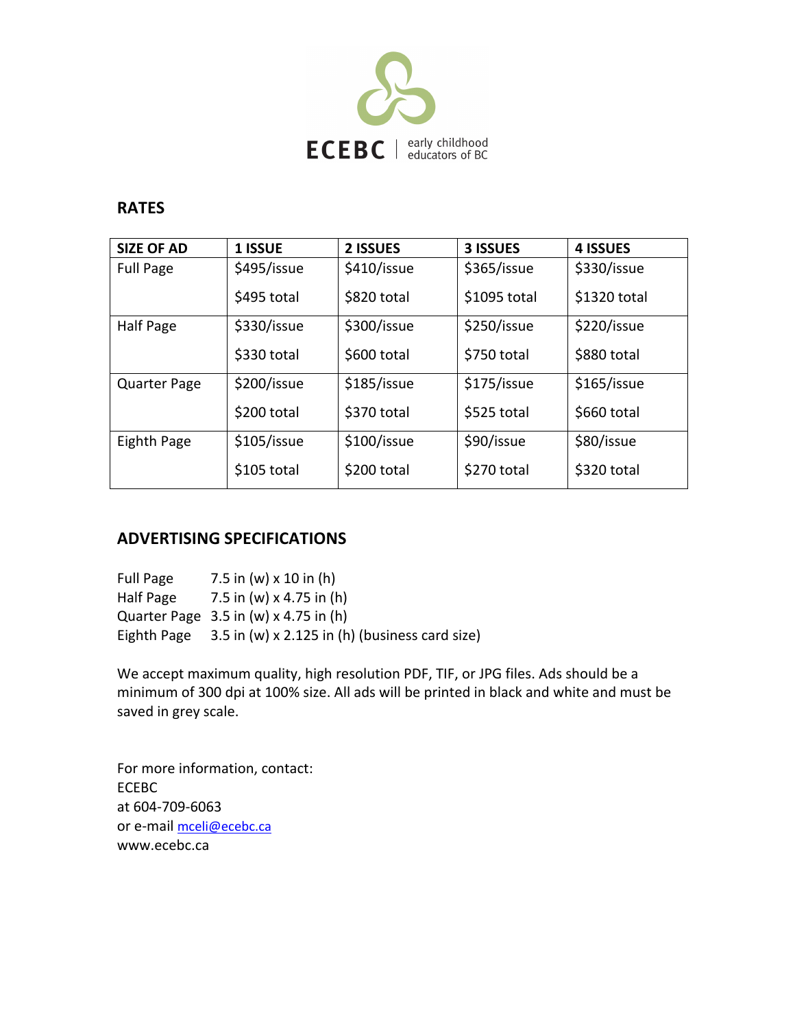ECEBC | early childhood educators of BC

## RATES

| SIZE OF AD | 1 ISSUE | 2 ISSUES | 3 ISSUES | 4 ISSUES |
|---|---|---|---|---|
| Full Page | $495/issue<br>$495 total | $410/issue<br>$820 total | $365/issue<br>$1095 total | $330/issue<br>$1320 total |
| Half Page | $330/issue<br>$330 total | $300/issue<br>$600 total | $250/issue<br>$750 total | $220/issue<br>$880 total |
| Quarter Page | $200/issue<br>$200 total | $185/issue<br>$370 total | $175/issue<br>$525 total | $165/issue<br>$660 total |
| Eighth Page | $105/issue<br>$105 total | $100/issue<br>$200 total | $90/issue<br>$270 total | $80/issue<br>$320 total |

## ADVERTISING SPECIFICATIONS

Full Page 7.5 in (w) x 10 in (h)
Half Page 7.5 in (w) x 4.75 in (h)
Quarter Page 3.5 in (w) x 4.75 in (h)
Eighth Page 3.5 in (w) x 2.125 in (h) (business card size)

We accept maximum quality, high resolution PDF, TIF, or JPG files. Ads should be a minimum of 300 dpi at 100% size. All ads will be printed in black and white and must be saved in grey scale.

For more information, contact:
ECEBC
at 604-709-6063
or e-mail mceli@ecebc.ca
www.ecebc.ca